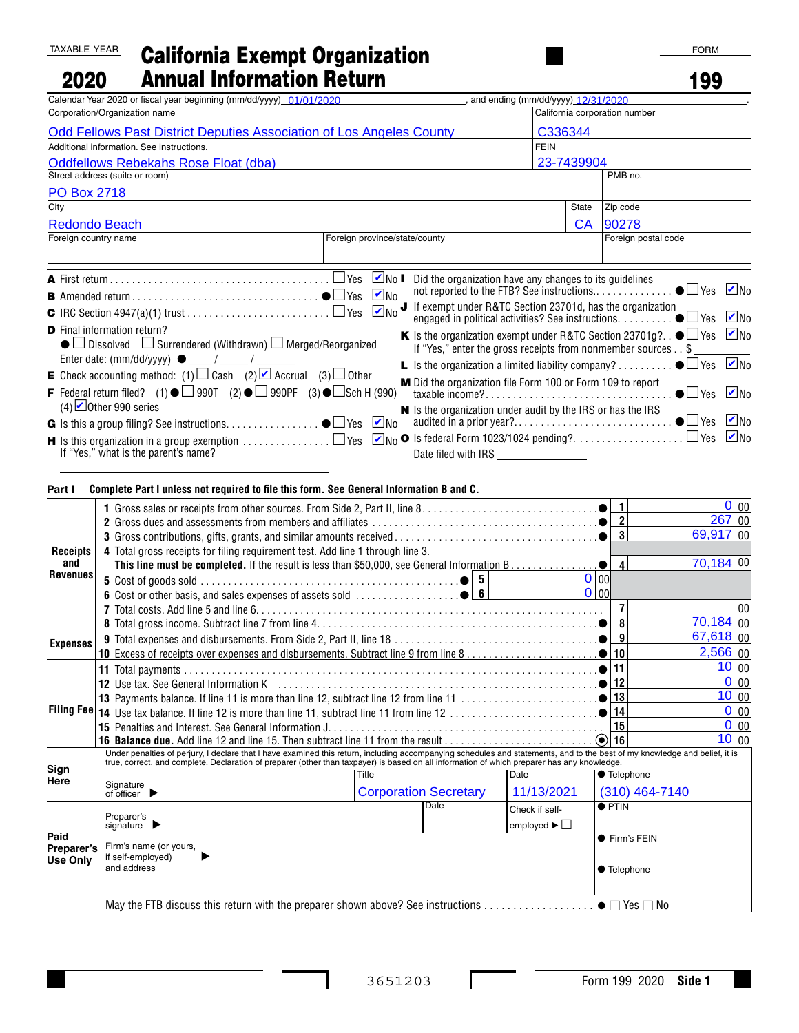TAXABLE YEAR **2020**

# California Exempt Organization Annual Information Return

FORM **199**

Calendar Year 2020 or fiscal year beginning (mm/dd/yyyy) 01/01/2020, and ending (mm/dd/yyyy) 12/31/2020.

| Field | Value |
|---|---|
| Corporation/Organization name | Odd Fellows Past District Deputies Association of Los Angeles County |
| California corporation number | C336344 |
| Additional information. See instructions. | Oddfellows Rebekahs Rose Float (dba) |
| FEIN | 23-7439904 |
| Street address (suite or room) | PO Box 2718 |
| PMB no. | |
| City | Redondo Beach |
| State | CA |
| Zip code | 90278 |
| Foreign country name | |
| Foreign province/state/county | |
| Foreign postal code | |

**A** First return ☐ Yes ☑ No

**B** Amended return ● ☐ Yes ☑ No

**C** IRC Section 4947(a)(1) trust ☐ Yes ☑ No

**D** Final information return?
● ☐ Dissolved ☐ Surrendered (Withdrawn) ☐ Merged/Reorganized
Enter date: (mm/dd/yyyy) ● ___ / ___ / ___

**E** Check accounting method: (1) ☐ Cash (2) ☑ Accrual (3) ☐ Other

**F** Federal return filed? (1) ● ☐ 990T (2) ● ☐ 990PF (3) ● ☐ Sch H (990) (4) ☑ Other 990 series

**G** Is this a group filing? See instructions. ● ☐ Yes ☑ No

**H** Is this organization in a group exemption ☐ Yes ☑ No
If "Yes," what is the parent's name?

**I** Did the organization have any changes to its guidelines not reported to the FTB? See instructions. ● ☐ Yes ☑ No

**J** If exempt under R&TC Section 23701d, has the organization engaged in political activities? See instructions. ● ☐ Yes ☑ No

**K** Is the organization exempt under R&TC Section 23701g? ● ☐ Yes ☑ No
If "Yes," enter the gross receipts from nonmember sources $

**L** Is the organization a limited liability company? ● ☐ Yes ☑ No

**M** Did the organization file Form 100 or Form 109 to report taxable income? ● ☐ Yes ☑ No

**N** Is the organization under audit by the IRS or has the IRS audited in a prior year? ● ☐ Yes ☑ No

**O** Is federal Form 1023/1024 pending? ☐ Yes ☑ No
Date filed with IRS

## Part I Complete Part I unless not required to file this form. See General Information B and C.

| Section | Line | Description | | Amount |
|---|---|---|---|---|
| Receipts and Revenues | 1 | Gross sales or receipts from other sources. From Side 2, Part II, line 8 | 1 | 0 00 |
| | 2 | Gross dues and assessments from members and affiliates | 2 | 267 00 |
| | 3 | Gross contributions, gifts, grants, and similar amounts received | 3 | 69,917 00 |
| | 4 | Total gross receipts for filing requirement test. Add line 1 through line 3. **This line must be completed.** If the result is less than $50,000, see General Information B | 4 | 70,184 00 |
| | 5 | Cost of goods sold | 5 | 0 00 |
| | 6 | Cost or other basis, and sales expenses of assets sold | 6 | 0 00 |
| | 7 | Total costs. Add line 5 and line 6 | 7 | 00 |
| | 8 | Total gross income. Subtract line 7 from line 4 | 8 | 70,184 00 |
| Expenses | 9 | Total expenses and disbursements. From Side 2, Part II, line 18 | 9 | 67,618 00 |
| | 10 | Excess of receipts over expenses and disbursements. Subtract line 9 from line 8 | 10 | 2,566 00 |
| Filing Fee | 11 | Total payments | 11 | 10 00 |
| | 12 | Use tax. See General Information K | 12 | 0 00 |
| | 13 | Payments balance. If line 11 is more than line 12, subtract line 12 from line 11 | 13 | 10 00 |
| | 14 | Use tax balance. If line 12 is more than line 11, subtract line 11 from line 12 | 14 | 0 00 |
| | 15 | Penalties and Interest. See General Information J | 15 | 0 00 |
| | 16 | **Balance due.** Add line 12 and line 15. Then subtract line 11 from the result | 16 | 10 00 |

**Sign Here**

Under penalties of perjury, I declare that I have examined this return, including accompanying schedules and statements, and to the best of my knowledge and belief, it is true, correct, and complete. Declaration of preparer (other than taxpayer) is based on all information of which preparer has any knowledge.

| Signature of officer | Title | Date | Telephone |
|---|---|---|---|
| | Corporation Secretary | 11/13/2021 | (310) 464-7140 |

**Paid Preparer's Use Only**

| | | |
|---|---|---|
| Preparer's signature | Date | Check if self-employed ☐ |
| PTIN | | |
| Firm's name (or yours, if self-employed) and address | | Firm's FEIN |
| | | Telephone |

May the FTB discuss this return with the preparer shown above? See instructions ● ☐ Yes ☐ No

3651203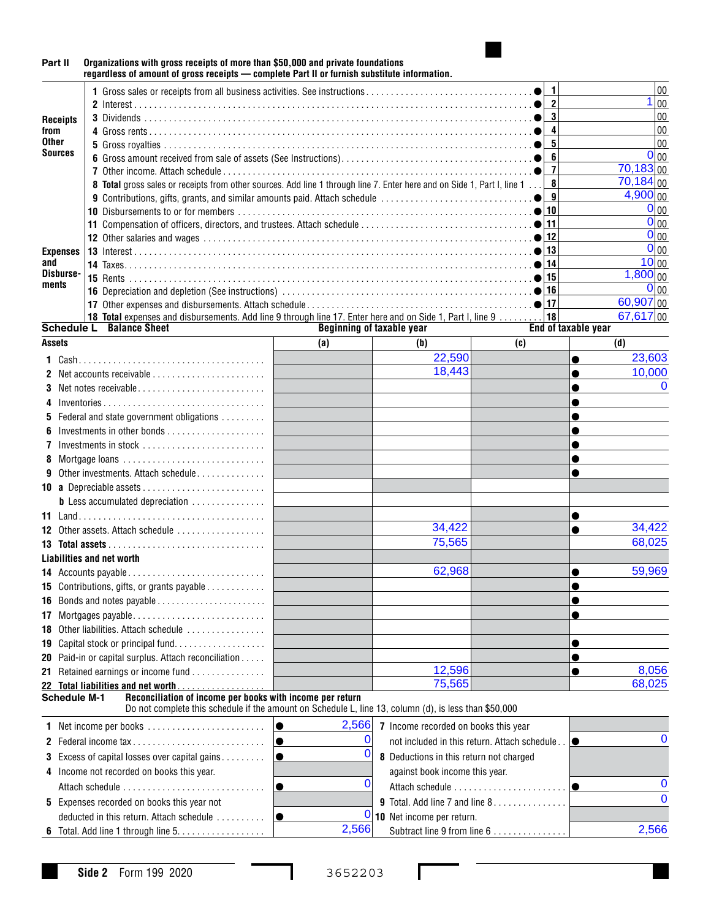**Part II** **Organizations with gross receipts of more than $50,000 and private foundations regardless of amount of gross receipts — complete Part II or furnish substitute information.**

| | | | |
|---|---|---|---|
| **Receipts from Other Sources** | 1 Gross sales or receipts from all business activities. See instructions | 1 | 00 |
| | 2 Interest | 2 | 1 00 |
| | 3 Dividends | 3 | 00 |
| | 4 Gross rents | 4 | 00 |
| | 5 Gross royalties | 5 | 00 |
| | 6 Gross amount received from sale of assets (See Instructions) | 6 | 0 00 |
| | 7 Other income. Attach schedule | 7 | 70,183 00 |
| | 8 **Total** gross sales or receipts from other sources. Add line 1 through line 7. Enter here and on Side 1, Part I, line 1 | 8 | 70,184 00 |
| **Expenses and Disburse-ments** | 9 Contributions, gifts, grants, and similar amounts paid. Attach schedule | 9 | 4,900 00 |
| | 10 Disbursements to or for members | 10 | 0 00 |
| | 11 Compensation of officers, directors, and trustees. Attach schedule | 11 | 0 00 |
| | 12 Other salaries and wages | 12 | 0 00 |
| | 13 Interest | 13 | 0 00 |
| | 14 Taxes | 14 | 10 00 |
| | 15 Rents | 15 | 1,800 00 |
| | 16 Depreciation and depletion (See instructions) | 16 | 0 00 |
| | 17 Other expenses and disbursements. Attach schedule | 17 | 60,907 00 |
| | 18 **Total** expenses and disbursements. Add line 9 through line 17. Enter here and on Side 1, Part I, line 9 | 18 | 67,617 00 |

**Schedule L** **Balance Sheet**

| Assets | Beginning of taxable year (a) | (b) | End of taxable year (c) | (d) |
|---|---|---|---|---|
| 1 Cash | | 22,590 | | 23,603 |
| 2 Net accounts receivable | | 18,443 | | 10,000 |
| 3 Net notes receivable | | | | 0 |
| 4 Inventories | | | | |
| 5 Federal and state government obligations | | | | |
| 6 Investments in other bonds | | | | |
| 7 Investments in stock | | | | |
| 8 Mortgage loans | | | | |
| 9 Other investments. Attach schedule | | | | |
| 10 a Depreciable assets | | | | |
| b Less accumulated depreciation | | | | |
| 11 Land | | | | |
| 12 Other assets. Attach schedule | | 34,422 | | 34,422 |
| 13 **Total assets** | | 75,565 | | 68,025 |
| **Liabilities and net worth** | | | | |
| 14 Accounts payable | | 62,968 | | 59,969 |
| 15 Contributions, gifts, or grants payable | | | | |
| 16 Bonds and notes payable | | | | |
| 17 Mortgages payable | | | | |
| 18 Other liabilities. Attach schedule | | | | |
| 19 Capital stock or principal fund | | | | |
| 20 Paid-in or capital surplus. Attach reconciliation | | | | |
| 21 Retained earnings or income fund | | 12,596 | | 8,056 |
| 22 **Total liabilities and net worth** | | 75,565 | | 68,025 |

**Schedule M-1** **Reconciliation of income per books with income per return**
Do not complete this schedule if the amount on Schedule L, line 13, column (d), is less than $50,000

| | | | |
|---|---|---|---|
| 1 Net income per books | 2,566 | 7 Income recorded on books this year not included in this return. Attach schedule | 0 |
| 2 Federal income tax | 0 | 8 Deductions in this return not charged against book income this year. Attach schedule | 0 |
| 3 Excess of capital losses over capital gains | 0 | 9 Total. Add line 7 and line 8 | 0 |
| 4 Income not recorded on books this year. Attach schedule | 0 | 10 Net income per return. Subtract line 9 from line 6 | 2,566 |
| 5 Expenses recorded on books this year not deducted in this return. Attach schedule | 0 | | |
| 6 Total. Add line 1 through line 5 | 2,566 | | |

Side 2 Form 199 2020

3652203